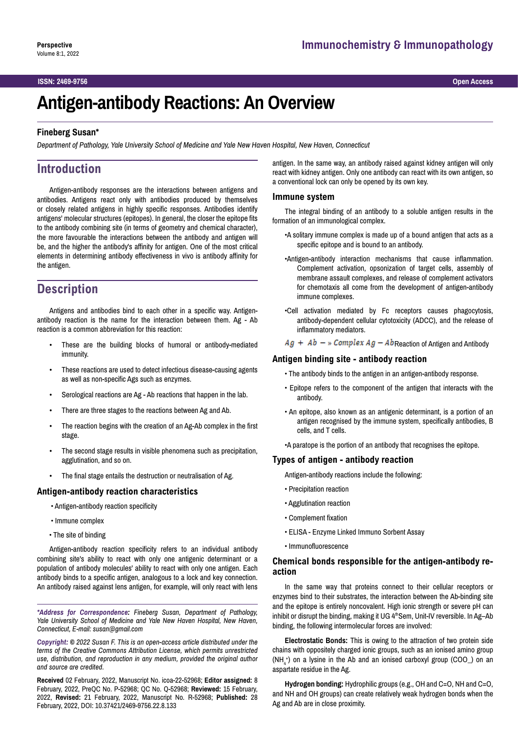Perspective

# Antigen-antibody Reactions: An Overview

**Fineberg Susan***

*Department of Pathology, Yale University School of Medicine and Yale New Haven Hospital, New Haven, Connecticut*

## Introduction

Antigen-antibody responses are the interactions between antigens and antibodies. Antigens react only with antibodies produced by themselves or closely related antigens in highly specific responses. Antibodies identify antigens' molecular structures (epitopes). In general, the closer the epitope fits to the antibody combining site (in terms of geometry and chemical character), the more favourable the interactions between the antibody and antigen will be, and the higher the antibody's affinity for antigen. One of the most critical elements in determining antibody effectiveness in vivo is antibody affinity for the antigen.

## Description

Antigens and antibodies bind to each other in a specific way. Antigen-antibody reaction is the name for the interaction between them. Ag - Ab reaction is a common abbreviation for this reaction:

- These are the building blocks of humoral or antibody-mediated immunity.
- These reactions are used to detect infectious disease-causing agents as well as non-specific Ags such as enzymes.
- Serological reactions are Ag - Ab reactions that happen in the lab.
- There are three stages to the reactions between Ag and Ab.
- The reaction begins with the creation of an Ag-Ab complex in the first stage.
- The second stage results in visible phenomena such as precipitation, agglutination, and so on.
- The final stage entails the destruction or neutralisation of Ag.

### Antigen-antibody reaction characteristics

- Antigen-antibody reaction specificity
- Immune complex
- The site of binding

Antigen-antibody reaction specificity refers to an individual antibody combining site's ability to react with only one antigenic determinant or a population of antibody molecules' ability to react with only one antigen. Each antibody binds to a specific antigen, analogous to a lock and key connection. An antibody raised against lens antigen, for example, will only react with lens antigen. In the same way, an antibody raised against kidney antigen will only react with kidney antigen. Only one antibody can react with its own antigen, so a conventional lock can only be opened by its own key.

### Immune system

The integral binding of an antibody to a soluble antigen results in the formation of an immunological complex.

- A solitary immune complex is made up of a bound antigen that acts as a specific epitope and is bound to an antibody.
- Antigen-antibody interaction mechanisms that cause inflammation. Complement activation, opsonization of target cells, assembly of membrane assault complexes, and release of complement activators for chemotaxis all come from the development of antigen-antibody immune complexes.
- Cell activation mediated by Fc receptors causes phagocytosis, antibody-dependent cellular cytotoxicity (ADCC), and the release of inflammatory mediators.

$Ag + Ab - \text{»} \ Complex\ Ag - Ab$ Reaction of Antigen and Antibody

### Antigen binding site - antibody reaction

- The antibody binds to the antigen in an antigen-antibody response.
- Epitope refers to the component of the antigen that interacts with the antibody.
- An epitope, also known as an antigenic determinant, is a portion of an antigen recognised by the immune system, specifically antibodies, B cells, and T cells.
- A paratope is the portion of an antibody that recognises the epitope.

### Types of antigen - antibody reaction

Antigen-antibody reactions include the following:

- Precipitation reaction
- Agglutination reaction
- Complement fixation
- ELISA - Enzyme Linked Immuno Sorbent Assay
- Immunofluorescence

### Chemical bonds responsible for the antigen-antibody reaction

In the same way that proteins connect to their cellular receptors or enzymes bind to their substrates, the interaction between the Ab-binding site and the epitope is entirely noncovalent. High ionic strength or severe pH can inhibit or disrupt the binding, making it UG 4[th]Sem, Unit-IV reversible. In Ag–Ab binding, the following intermolecular forces are involved:

**Electrostatic Bonds:** This is owing to the attraction of two protein side chains with oppositely charged ionic groups, such as an ionised amino group ($NH_4^+$) on a lysine in the Ab and an ionised carboxyl group (COO_) on an aspartate residue in the Ag.

**Hydrogen bonding:** Hydrophilic groups (e.g., OH and C=O, NH and C=O, and NH and OH groups) can create relatively weak hydrogen bonds when the Ag and Ab are in close proximity.

---

***Address for Correspondence:** Fineberg Susan, Department of Pathology, Yale University School of Medicine and Yale New Haven Hospital, New Haven, Connecticut, E-mail: susan@gmail.com*

***Copyright:** © 2022 Susan F. This is an open-access article distributed under the terms of the Creative Commons Attribution License, which permits unrestricted use, distribution, and reproduction in any medium, provided the original author and source are credited.*

**Received** 02 February, 2022, Manuscript No. icoa-22-52968; **Editor assigned:** 8 February, 2022, PreQC No. P-52968; QC No. Q-52968; **Reviewed:** 15 February, 2022, **Revised:** 21 February, 2022, Manuscript No. R-52968; **Published:** 28 February, 2022, DOI: 10.37421/2469-9756.22.8.133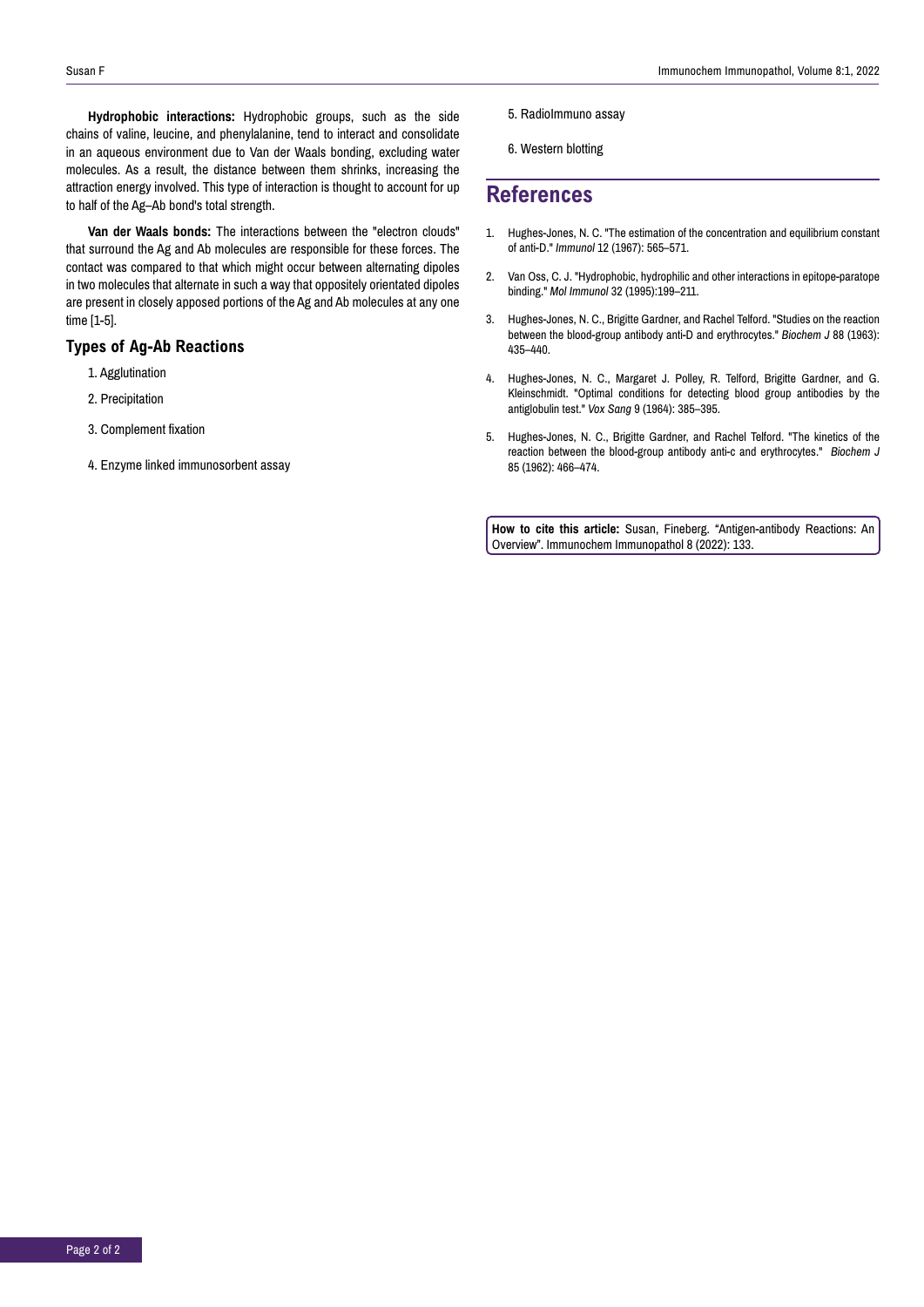**Hydrophobic interactions:** Hydrophobic groups, such as the side chains of valine, leucine, and phenylalanine, tend to interact and consolidate in an aqueous environment due to Van der Waals bonding, excluding water molecules. As a result, the distance between them shrinks, increasing the attraction energy involved. This type of interaction is thought to account for up to half of the Ag–Ab bond's total strength.

**Van der Waals bonds:** The interactions between the "electron clouds" that surround the Ag and Ab molecules are responsible for these forces. The contact was compared to that which might occur between alternating dipoles in two molecules that alternate in such a way that oppositely orientated dipoles are present in closely apposed portions of the Ag and Ab molecules at any one time [1-5].

### Types of Ag-Ab Reactions

1. Agglutination
2. Precipitation
3. Complement fixation
4. Enzyme linked immunosorbent assay
5. RadioImmuno assay
6. Western blotting

## References

1. Hughes-Jones, N. C. "The estimation of the concentration and equilibrium constant of anti-D." *Immunol* 12 (1967): 565–571.
2. Van Oss, C. J. "Hydrophobic, hydrophilic and other interactions in epitope-paratope binding." *Mol Immunol* 32 (1995):199–211.
3. Hughes-Jones, N. C., Brigitte Gardner, and Rachel Telford. "Studies on the reaction between the blood-group antibody anti-D and erythrocytes." *Biochem J* 88 (1963): 435–440.
4. Hughes-Jones, N. C., Margaret J. Polley, R. Telford, Brigitte Gardner, and G. Kleinschmidt. "Optimal conditions for detecting blood group antibodies by the antiglobulin test." *Vox Sang* 9 (1964): 385–395.
5. Hughes-Jones, N. C., Brigitte Gardner, and Rachel Telford. "The kinetics of the reaction between the blood-group antibody anti-c and erythrocytes." *Biochem J* 85 (1962): 466–474.

**How to cite this article:** Susan, Fineberg. "Antigen-antibody Reactions: An Overview". Immunochem Immunopathol 8 (2022): 133.